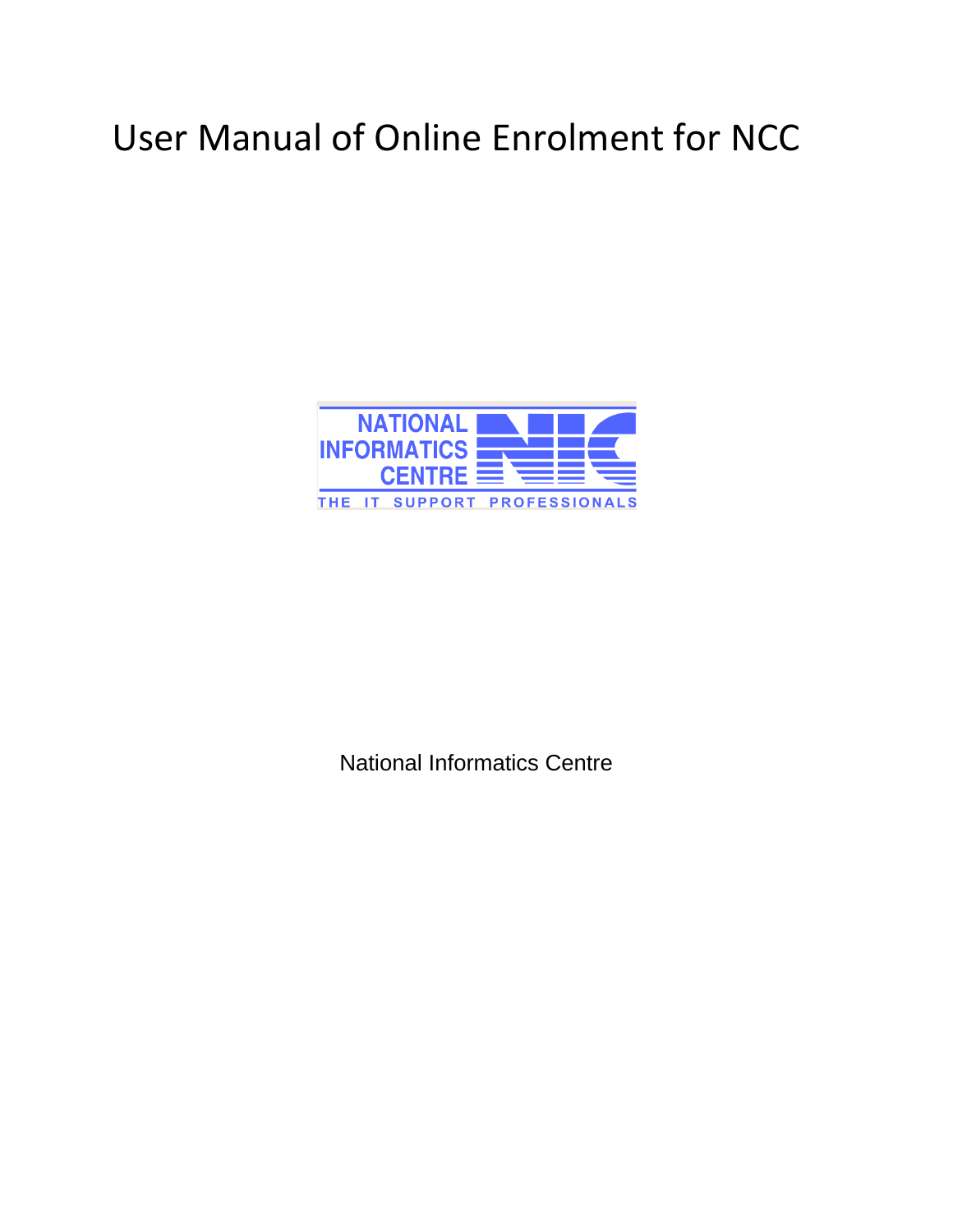# User Manual of Online Enrolment for NCC

NATIONAL INFORMATICS CENTRE

THE IT SUPPORT PROFESSIONALS

National Informatics Centre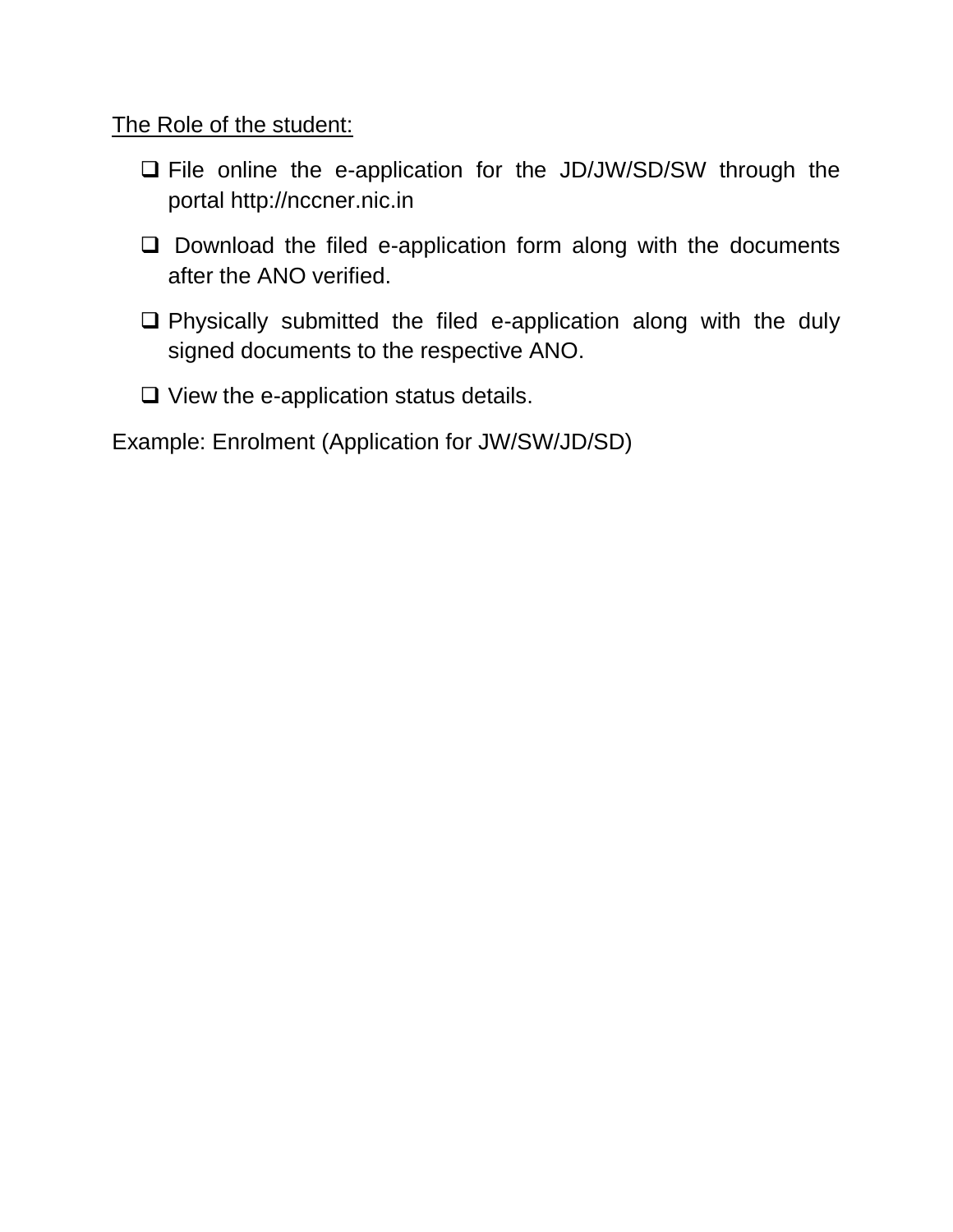<u>The Role of the student:</u>

- File online the e-application for the JD/JW/SD/SW through the portal http://nccner.nic.in
- Download the filed e-application form along with the documents after the ANO verified.
- Physically submitted the filed e-application along with the duly signed documents to the respective ANO.
- View the e-application status details.

Example: Enrolment (Application for JW/SW/JD/SD)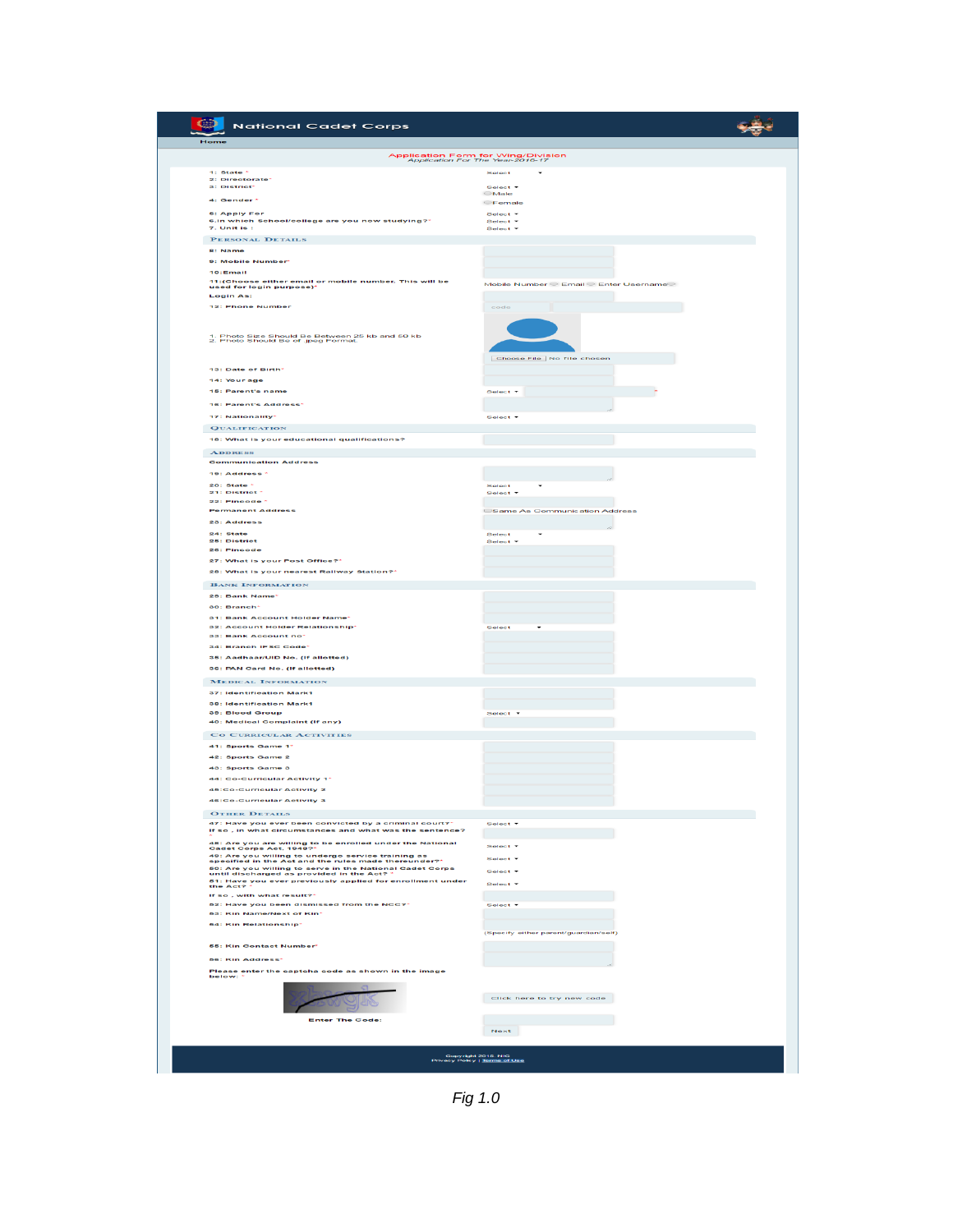National Cadet Corps

Home

Application Form for Wing/Division
Application For The Year-2016-17

1: State * Select
2: Directorate*
3: District* Select
4: Gender * Male Female
5: Apply For Select
6.In which School/college are you now studying?* Select
7. Unit is : Select

PERSONAL DETAILS

8: Name
9: Mobile Number*
10:Email
11:(Choose either email or mobile number. This will be used for login purpose)* Mobile Number Email Enter Username
Login As:
12: Phone Number code

1. Photo Size Should Be Between 25 kb and 50 kb
2. Photo Should Be of jpeg Format.

Choose File No file chosen

13: Date of Birth*
14: Your age
15: Parent's name Select
16: Parent's Address*
17: Nationality* Select

QUALIFICATION

18: What is your educational qualifications?

ADDRESS

Communication Address
19: Address *
20: State * Select
21: District * Select
22: Pincode *
Permanent Address Same As Communication Address
23: Address
24: State Select
25: District Select
26: Pincode
27: What is your Post Office?*
28: What is your nearest Railway Station?*

BANK INFORMATION

29: Bank Name*
30: Branch*
31: Bank Account Holder Name*
32: Account Holder Relationship* Select
33: Bank Account no*
34: Branch IFSC Code*
35: Aadhaar/UID No. (If allotted)
36: PAN Card No. (If allotted)

MEDICAL INFORMATION

37: Identification Mark1
38: Identification Mark1
39: Blood Group Select
40: Medical Complaint (If any)

CO CURRICULAR ACTIVITIES

41: Sports Game 1*
42: Sports Game 2
43: Sports Game 3
44: Co-Curricular Activity 1*
45:Co-Curricular Activity 2
46:Co-Curricular Activity 3

OTHER DETAILS

47: Have you ever been convicted by a criminal court?* Select
If so , in what circumstances and what was the sentence?
48: Are you are willing to be enrolled under the National Cadet Corps Act, 1948?* Select
49: Are you willing to undergo service training as specified in the Act and the rules made thereunder?* Select
50: Are you willing to serve in the National Cadet Corps until discharged as provided in the Act? * Select
51: Have you ever previously applied for enrollment under the Act? * Select
If so , with what result?*
52: Have you been dismissed from the NCC?* Select
53: Kin Name/Next of Kin*
54: Kin Relationship* (Specify either parent/guardian/self)
55: Kin Contact Number*
56: Kin Address*

Please enter the captcha code as shown in the image below: *

Click here to try new code

Enter The Code:

Next

Copyright 2015 NIC
Privacy Policy | Terms of Use

*Fig 1.0*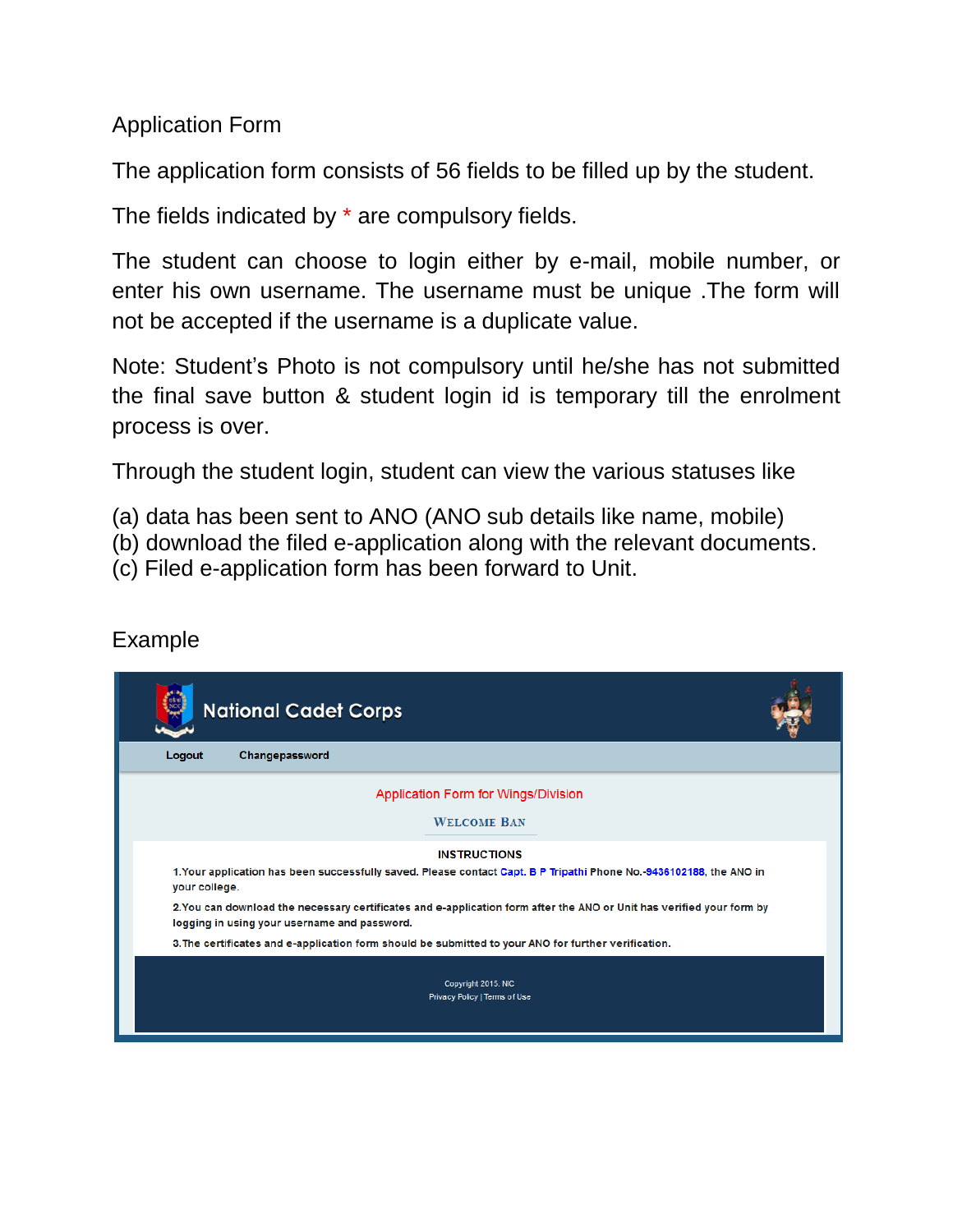Application Form

The application form consists of 56 fields to be filled up by the student.

The fields indicated by * are compulsory fields.

The student can choose to login either by e-mail, mobile number, or enter his own username. The username must be unique .The form will not be accepted if the username is a duplicate value.

Note: Student's Photo is not compulsory until he/she has not submitted the final save button & student login id is temporary till the enrolment process is over.

Through the student login, student can view the various statuses like

(a) data has been sent to ANO (ANO sub details like name, mobile)
(b) download the filed e-application along with the relevant documents.
(c) Filed e-application form has been forward to Unit.

Example

National Cadet Corps

Logout Changepassword

Application Form for Wings/Division

WELCOME BAN

INSTRUCTIONS

1.Your application has been successfully saved. Please contact Capt. B P Tripathi Phone No.-9436102188, the ANO in your college.

2.You can download the necessary certificates and e-application form after the ANO or Unit has verified your form by logging in using your username and password.

3.The certificates and e-application form should be submitted to your ANO for further verification.

Copyright 2015. NC
Privacy Policy | Terms of Use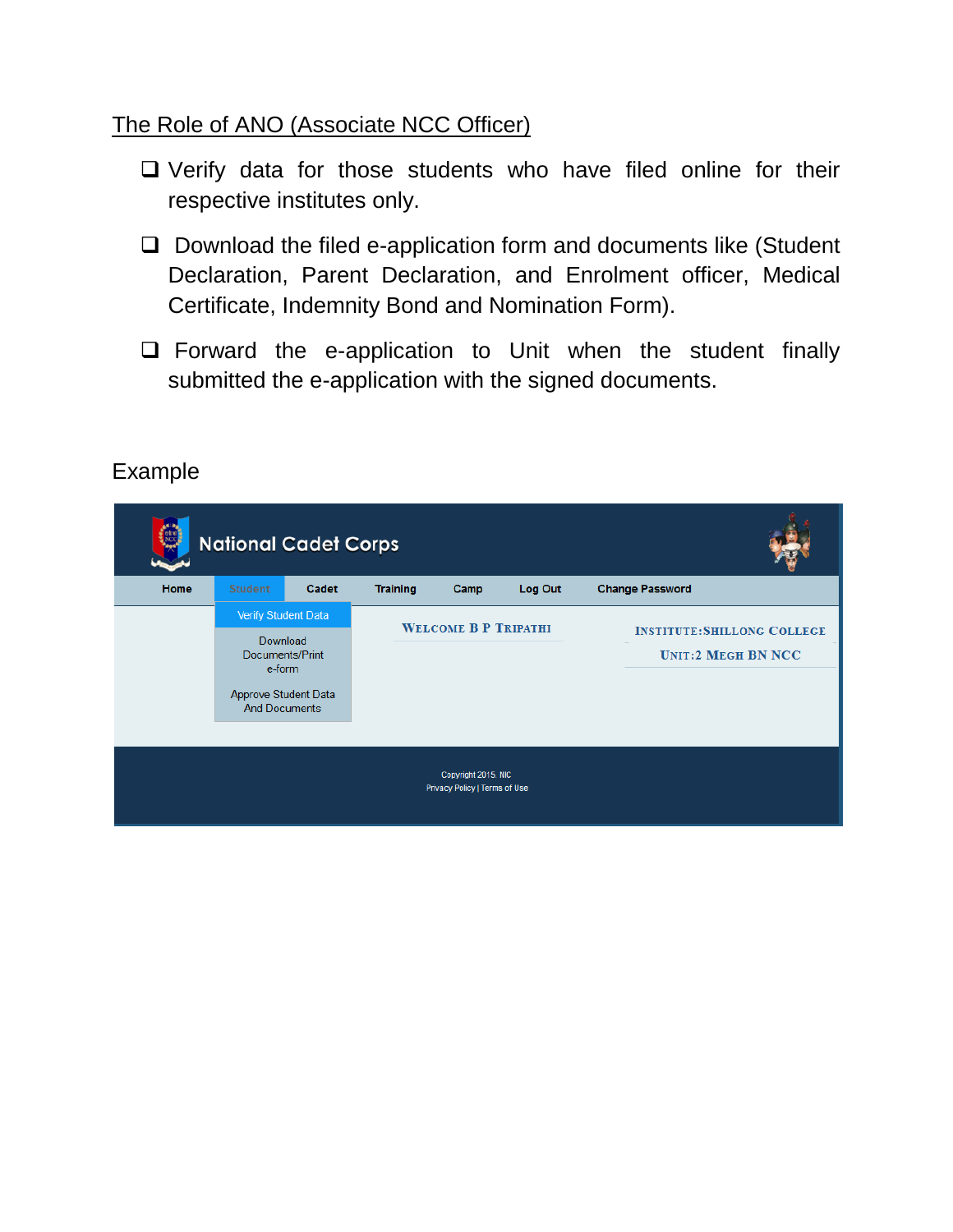## The Role of ANO (Associate NCC Officer)

- Verify data for those students who have filed online for their respective institutes only.
- Download the filed e-application form and documents like (Student Declaration, Parent Declaration, and Enrolment officer, Medical Certificate, Indemnity Bond and Nomination Form).
- Forward the e-application to Unit when the student finally submitted the e-application with the signed documents.

Example

National Cadet Corps

Home | Student | Cadet | Training | Camp | Log Out | Change Password

Verify Student Data

Download Documents/Print e-form

Approve Student Data And Documents

WELCOME B P TRIPATHI

INSTITUTE:SHILLONG COLLEGE

UNIT:2 MEGH BN NCC

Copyright 2015. NIC

Privacy Policy | Terms of Use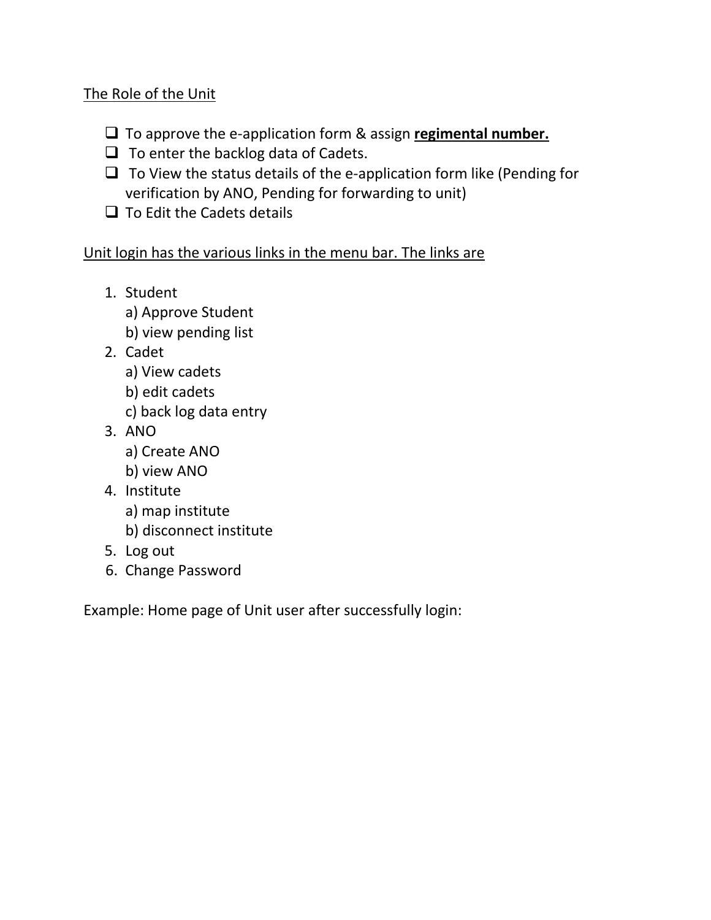The Role of the Unit

- To approve the e-application form & assign **regimental number.**
- To enter the backlog data of Cadets.
- To View the status details of the e-application form like (Pending for verification by ANO, Pending for forwarding to unit)
- To Edit the Cadets details

Unit login has the various links in the menu bar. The links are

1. Student
   a) Approve Student
   b) view pending list
2. Cadet
   a) View cadets
   b) edit cadets
   c) back log data entry
3. ANO
   a) Create ANO
   b) view ANO
4. Institute
   a) map institute
   b) disconnect institute
5. Log out
6. Change Password

Example: Home page of Unit user after successfully login: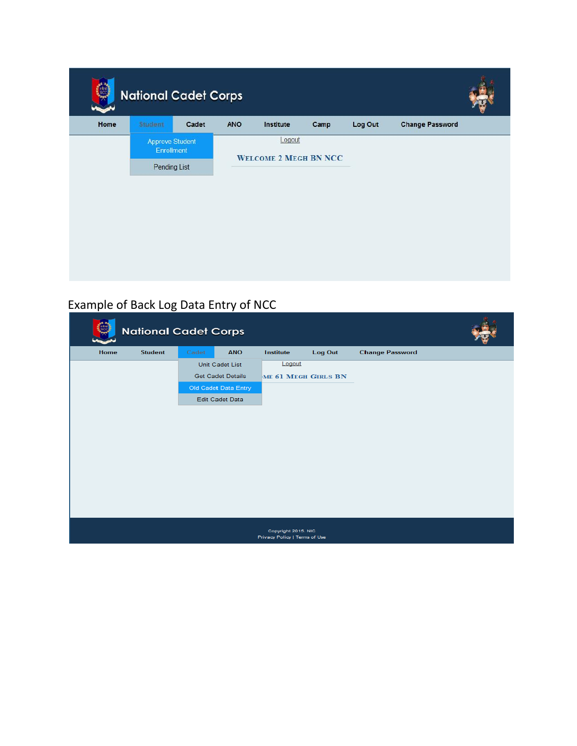National Cadet Corps

Home | Student | Cadet | ANO | Institute | Camp | Log Out | Change Password

Approve Student Enrollment

Pending List

Logout

WELCOME 2 MEGH BN NCC

Example of Back Log Data Entry of NCC

National Cadet Corps

Home | Student | Cadet | ANO | Institute | Log Out | Change Password

Unit Cadet List

Get Cadet Details

Old Cadet Data Entry

Edit Cadet Data

Logout

ME 61 MEGH GIRLS BN

Copyright 2015. NIC

Privacy Policy | Terms of Use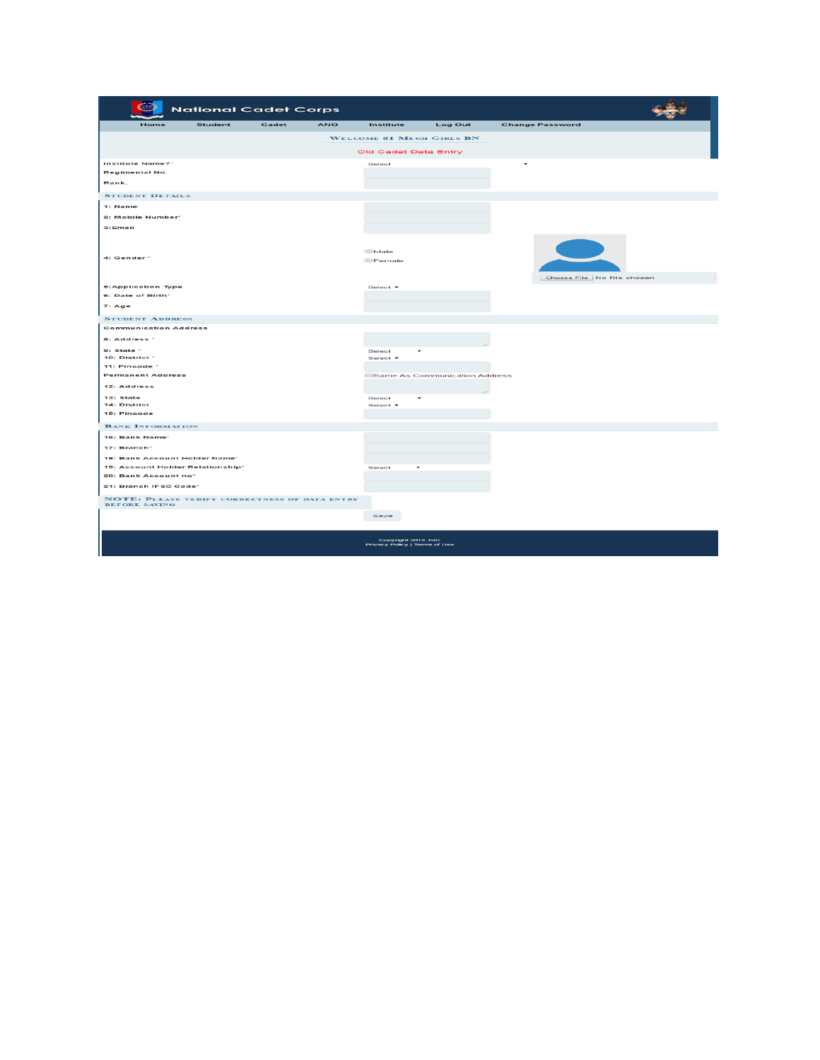National Cadet Corps

Home | Student | Cadet | ANO | Institute | Log Out | Change Password

WELCOME 61 MEGH GIRLS BN

Old Cadet Data Entry

Institute Name?* — Select

Regimental No.

Rank.

STUDENT DETAILS

1: Name

2: Mobile Number*

3: Email

4: Gender * — Male / Female

Choose File  No file chosen

5: Application Type — Select

6: Date of Birth*

7: Age

STUDENT ADDRESS

Communication Address

8: Address *

9: State * — Select

10: District * — Select

11: Pincode *

Permanent Address — Same As Communication Address

12: Address

13: State — Select

14: District — Select

15: Pincode

BANK INFORMATION

16: Bank Name*

17: Branch*

18: Bank Account Holder Name*

19: Account Holder Relationship* — Select

20: Bank Account no*

21: Branch IFSC Code*

NOTE: PLEASE VERIFY CORRECTNESS OF DATA ENTRY BEFORE SAVING

Save

Copyright 2015. NIC
Privacy Policy | Terms of Use